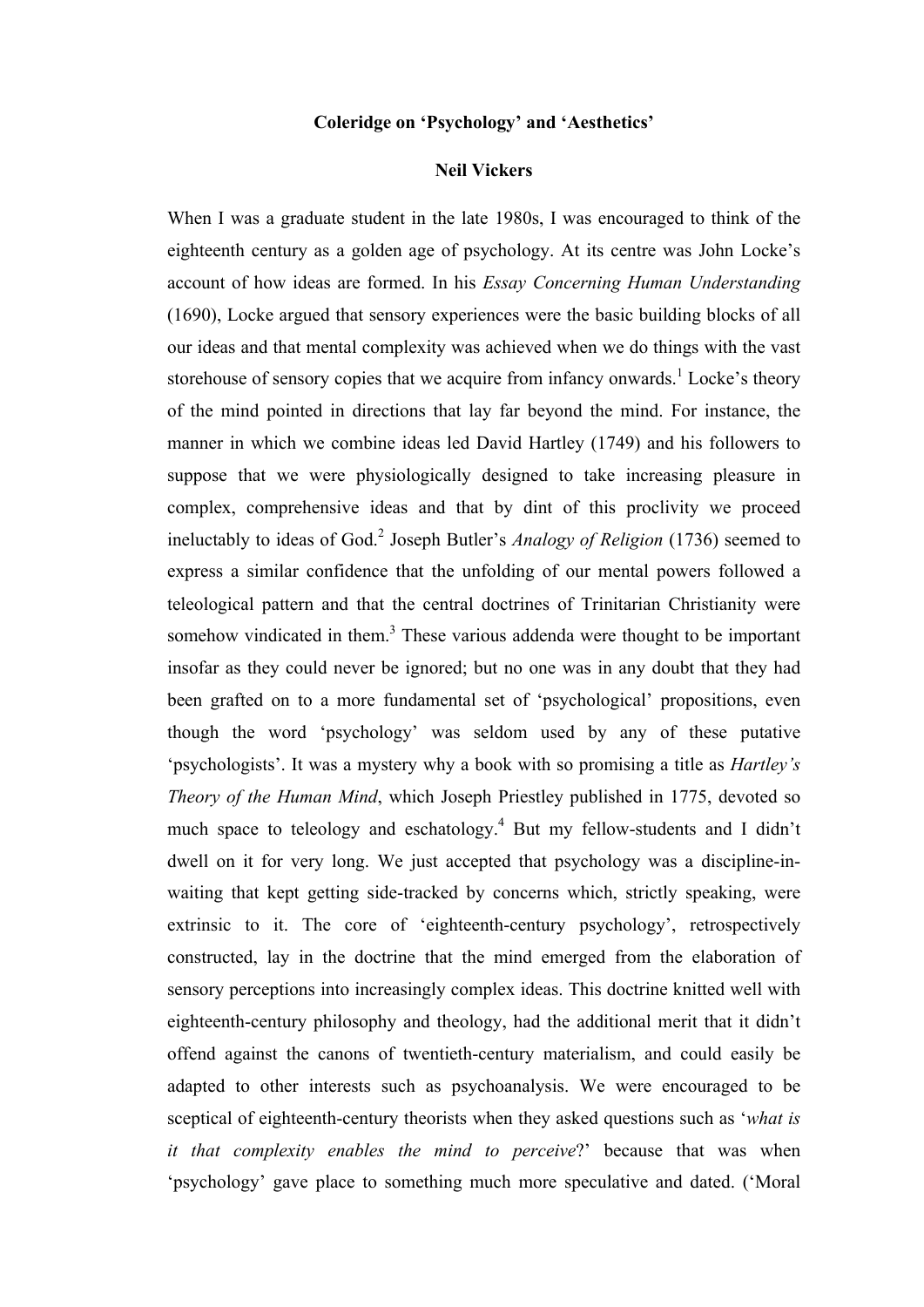# Coleridge on 'Psychology' and 'Aesthetics'

**Neil Vickers**

When I was a graduate student in the late 1980s, I was encouraged to think of the eighteenth century as a golden age of psychology. At its centre was John Locke's account of how ideas are formed. In his *Essay Concerning Human Understanding* (1690), Locke argued that sensory experiences were the basic building blocks of all our ideas and that mental complexity was achieved when we do things with the vast storehouse of sensory copies that we acquire from infancy onwards.[1] Locke's theory of the mind pointed in directions that lay far beyond the mind. For instance, the manner in which we combine ideas led David Hartley (1749) and his followers to suppose that we were physiologically designed to take increasing pleasure in complex, comprehensive ideas and that by dint of this proclivity we proceed ineluctably to ideas of God.[2] Joseph Butler's *Analogy of Religion* (1736) seemed to express a similar confidence that the unfolding of our mental powers followed a teleological pattern and that the central doctrines of Trinitarian Christianity were somehow vindicated in them.[3] These various addenda were thought to be important insofar as they could never be ignored; but no one was in any doubt that they had been grafted on to a more fundamental set of 'psychological' propositions, even though the word 'psychology' was seldom used by any of these putative 'psychologists'. It was a mystery why a book with so promising a title as *Hartley's Theory of the Human Mind*, which Joseph Priestley published in 1775, devoted so much space to teleology and eschatology.[4] But my fellow-students and I didn't dwell on it for very long. We just accepted that psychology was a discipline-in-waiting that kept getting side-tracked by concerns which, strictly speaking, were extrinsic to it. The core of 'eighteenth-century psychology', retrospectively constructed, lay in the doctrine that the mind emerged from the elaboration of sensory perceptions into increasingly complex ideas. This doctrine knitted well with eighteenth-century philosophy and theology, had the additional merit that it didn't offend against the canons of twentieth-century materialism, and could easily be adapted to other interests such as psychoanalysis. We were encouraged to be sceptical of eighteenth-century theorists when they asked questions such as '*what is it that complexity enables the mind to perceive*?' because that was when 'psychology' gave place to something much more speculative and dated. ('Moral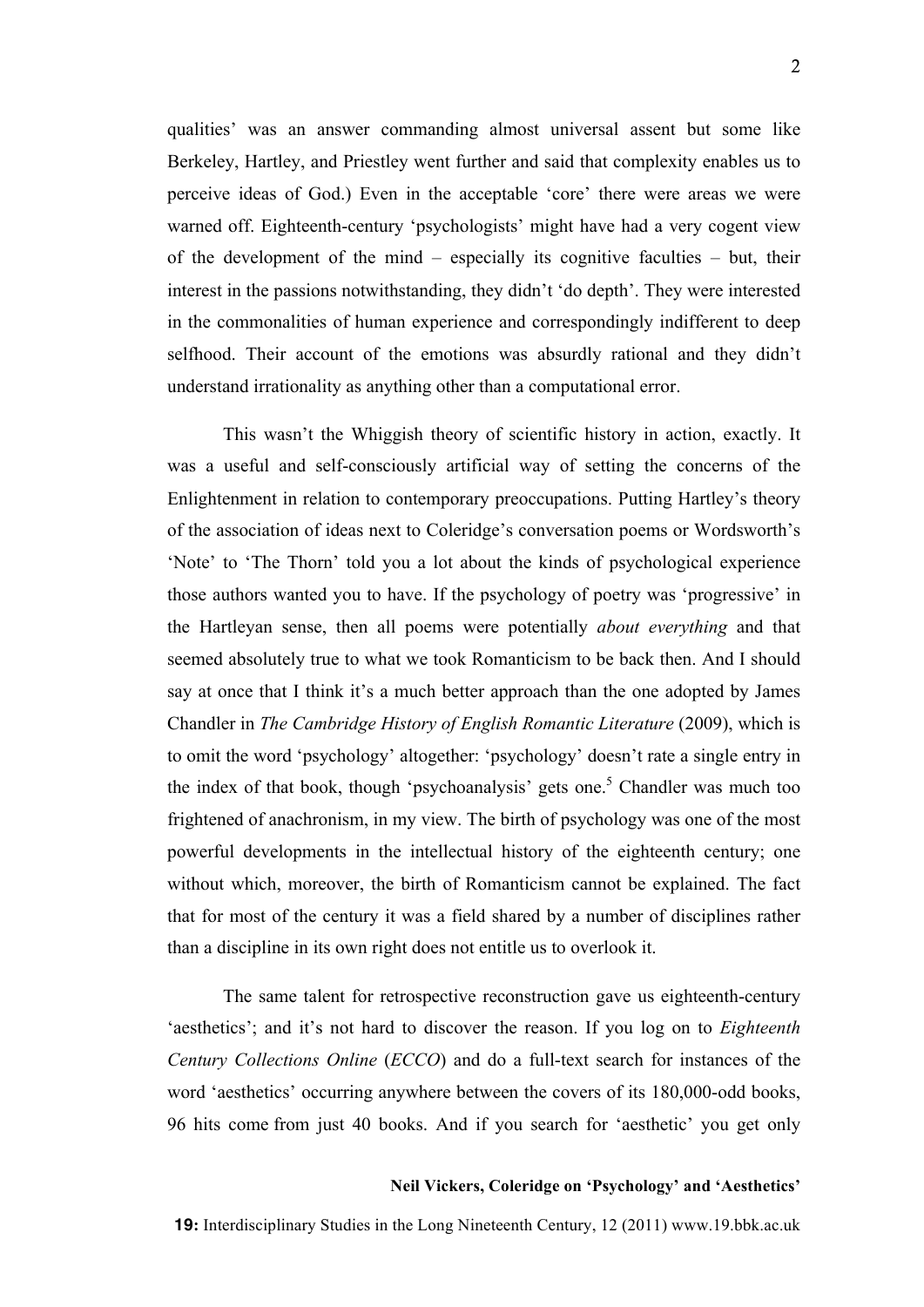qualities' was an answer commanding almost universal assent but some like Berkeley, Hartley, and Priestley went further and said that complexity enables us to perceive ideas of God.) Even in the acceptable 'core' there were areas we were warned off. Eighteenth-century 'psychologists' might have had a very cogent view of the development of the mind – especially its cognitive faculties – but, their interest in the passions notwithstanding, they didn't 'do depth'. They were interested in the commonalities of human experience and correspondingly indifferent to deep selfhood. Their account of the emotions was absurdly rational and they didn't understand irrationality as anything other than a computational error.

This wasn't the Whiggish theory of scientific history in action, exactly. It was a useful and self-consciously artificial way of setting the concerns of the Enlightenment in relation to contemporary preoccupations. Putting Hartley's theory of the association of ideas next to Coleridge's conversation poems or Wordsworth's 'Note' to 'The Thorn' told you a lot about the kinds of psychological experience those authors wanted you to have. If the psychology of poetry was 'progressive' in the Hartleyan sense, then all poems were potentially *about everything* and that seemed absolutely true to what we took Romanticism to be back then. And I should say at once that I think it's a much better approach than the one adopted by James Chandler in *The Cambridge History of English Romantic Literature* (2009), which is to omit the word 'psychology' altogether: 'psychology' doesn't rate a single entry in the index of that book, though 'psychoanalysis' gets one.[5] Chandler was much too frightened of anachronism, in my view. The birth of psychology was one of the most powerful developments in the intellectual history of the eighteenth century; one without which, moreover, the birth of Romanticism cannot be explained. The fact that for most of the century it was a field shared by a number of disciplines rather than a discipline in its own right does not entitle us to overlook it.

The same talent for retrospective reconstruction gave us eighteenth-century 'aesthetics'; and it's not hard to discover the reason. If you log on to *Eighteenth Century Collections Online* (*ECCO*) and do a full-text search for instances of the word 'aesthetics' occurring anywhere between the covers of its 180,000-odd books, 96 hits come from just 40 books. And if you search for 'aesthetic' you get only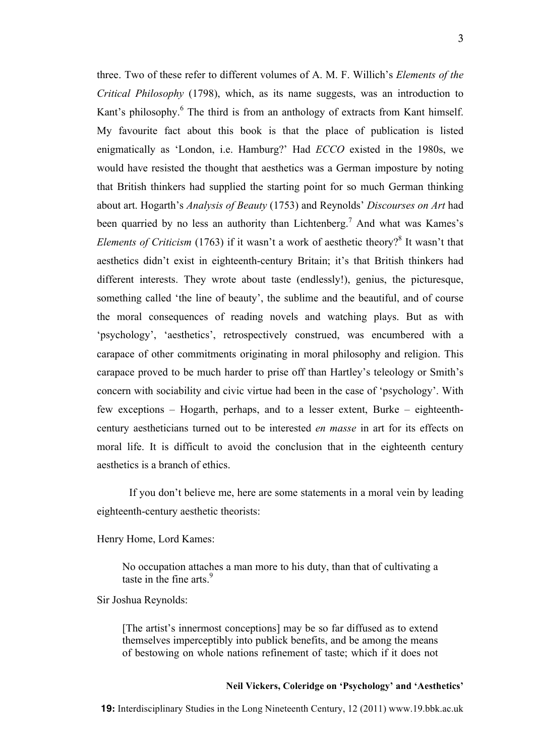three. Two of these refer to different volumes of A. M. F. Willich's *Elements of the Critical Philosophy* (1798), which, as its name suggests, was an introduction to Kant's philosophy.[6] The third is from an anthology of extracts from Kant himself. My favourite fact about this book is that the place of publication is listed enigmatically as 'London, i.e. Hamburg?' Had *ECCO* existed in the 1980s, we would have resisted the thought that aesthetics was a German imposture by noting that British thinkers had supplied the starting point for so much German thinking about art. Hogarth's *Analysis of Beauty* (1753) and Reynolds' *Discourses on Art* had been quarried by no less an authority than Lichtenberg.[7] And what was Kames's *Elements of Criticism* (1763) if it wasn't a work of aesthetic theory?[8] It wasn't that aesthetics didn't exist in eighteenth-century Britain; it's that British thinkers had different interests. They wrote about taste (endlessly!), genius, the picturesque, something called 'the line of beauty', the sublime and the beautiful, and of course the moral consequences of reading novels and watching plays. But as with 'psychology', 'aesthetics', retrospectively construed, was encumbered with a carapace of other commitments originating in moral philosophy and religion. This carapace proved to be much harder to prise off than Hartley's teleology or Smith's concern with sociability and civic virtue had been in the case of 'psychology'. With few exceptions – Hogarth, perhaps, and to a lesser extent, Burke – eighteenth-century aestheticians turned out to be interested *en masse* in art for its effects on moral life. It is difficult to avoid the conclusion that in the eighteenth century aesthetics is a branch of ethics.

If you don't believe me, here are some statements in a moral vein by leading eighteenth-century aesthetic theorists:

Henry Home, Lord Kames:

> No occupation attaches a man more to his duty, than that of cultivating a taste in the fine arts.[9]

Sir Joshua Reynolds:

> [The artist's innermost conceptions] may be so far diffused as to extend themselves imperceptibly into publick benefits, and be among the means of bestowing on whole nations refinement of taste; which if it does not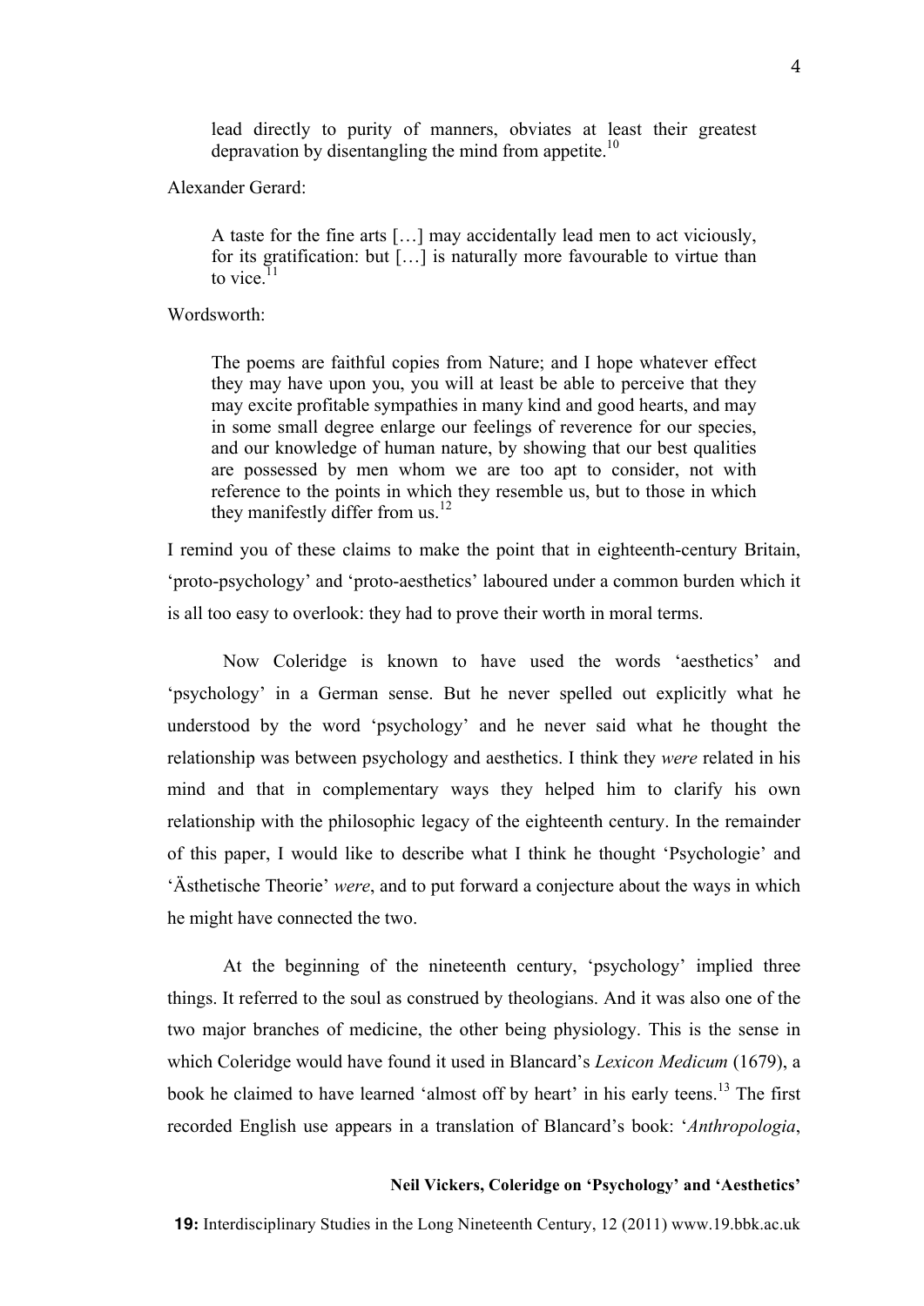> lead directly to purity of manners, obviates at least their greatest depravation by disentangling the mind from appetite.[10]

Alexander Gerard:

> A taste for the fine arts […] may accidentally lead men to act viciously, for its gratification: but […] is naturally more favourable to virtue than to vice.[11]

Wordsworth:

> The poems are faithful copies from Nature; and I hope whatever effect they may have upon you, you will at least be able to perceive that they may excite profitable sympathies in many kind and good hearts, and may in some small degree enlarge our feelings of reverence for our species, and our knowledge of human nature, by showing that our best qualities are possessed by men whom we are too apt to consider, not with reference to the points in which they resemble us, but to those in which they manifestly differ from us.[12]

I remind you of these claims to make the point that in eighteenth-century Britain, 'proto-psychology' and 'proto-aesthetics' laboured under a common burden which it is all too easy to overlook: they had to prove their worth in moral terms.

Now Coleridge is known to have used the words 'aesthetics' and 'psychology' in a German sense. But he never spelled out explicitly what he understood by the word 'psychology' and he never said what he thought the relationship was between psychology and aesthetics. I think they *were* related in his mind and that in complementary ways they helped him to clarify his own relationship with the philosophic legacy of the eighteenth century. In the remainder of this paper, I would like to describe what I think he thought 'Psychologie' and 'Ästhetische Theorie' *were*, and to put forward a conjecture about the ways in which he might have connected the two.

At the beginning of the nineteenth century, 'psychology' implied three things. It referred to the soul as construed by theologians. And it was also one of the two major branches of medicine, the other being physiology. This is the sense in which Coleridge would have found it used in Blancard's *Lexicon Medicum* (1679), a book he claimed to have learned 'almost off by heart' in his early teens.[13] The first recorded English use appears in a translation of Blancard's book: '*Anthropologia*,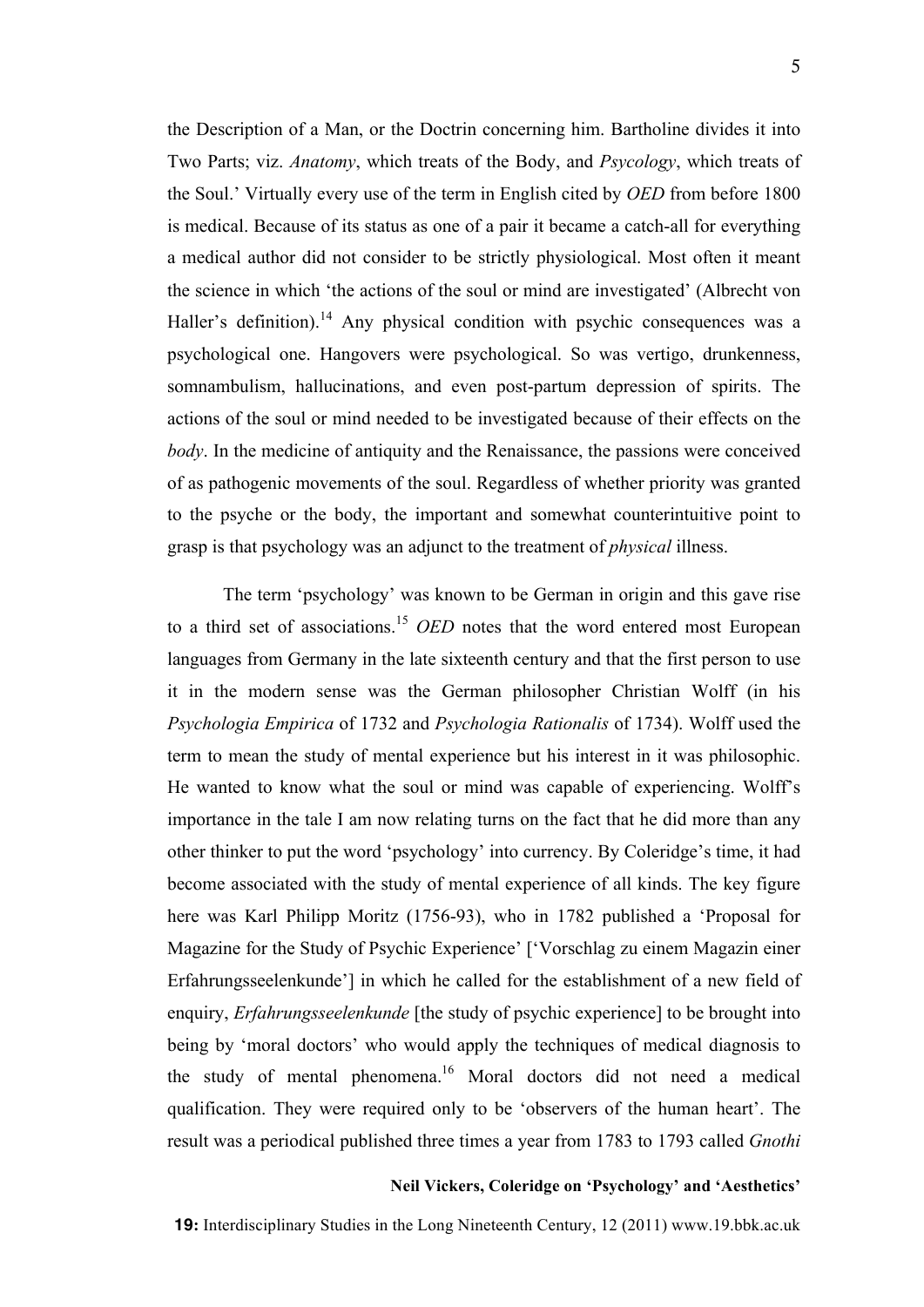the Description of a Man, or the Doctrin concerning him. Bartholine divides it into Two Parts; viz. *Anatomy*, which treats of the Body, and *Psycology*, which treats of the Soul.' Virtually every use of the term in English cited by *OED* from before 1800 is medical. Because of its status as one of a pair it became a catch-all for everything a medical author did not consider to be strictly physiological. Most often it meant the science in which 'the actions of the soul or mind are investigated' (Albrecht von Haller's definition).[14] Any physical condition with psychic consequences was a psychological one. Hangovers were psychological. So was vertigo, drunkenness, somnambulism, hallucinations, and even post-partum depression of spirits. The actions of the soul or mind needed to be investigated because of their effects on the *body*. In the medicine of antiquity and the Renaissance, the passions were conceived of as pathogenic movements of the soul. Regardless of whether priority was granted to the psyche or the body, the important and somewhat counterintuitive point to grasp is that psychology was an adjunct to the treatment of *physical* illness.

The term 'psychology' was known to be German in origin and this gave rise to a third set of associations.[15] *OED* notes that the word entered most European languages from Germany in the late sixteenth century and that the first person to use it in the modern sense was the German philosopher Christian Wolff (in his *Psychologia Empirica* of 1732 and *Psychologia Rationalis* of 1734). Wolff used the term to mean the study of mental experience but his interest in it was philosophic. He wanted to know what the soul or mind was capable of experiencing. Wolff's importance in the tale I am now relating turns on the fact that he did more than any other thinker to put the word 'psychology' into currency. By Coleridge's time, it had become associated with the study of mental experience of all kinds. The key figure here was Karl Philipp Moritz (1756-93), who in 1782 published a 'Proposal for Magazine for the Study of Psychic Experience' ['Vorschlag zu einem Magazin einer Erfahrungsseelenkunde'] in which he called for the establishment of a new field of enquiry, *Erfahrungsseelenkunde* [the study of psychic experience] to be brought into being by 'moral doctors' who would apply the techniques of medical diagnosis to the study of mental phenomena.[16] Moral doctors did not need a medical qualification. They were required only to be 'observers of the human heart'. The result was a periodical published three times a year from 1783 to 1793 called *Gnothi*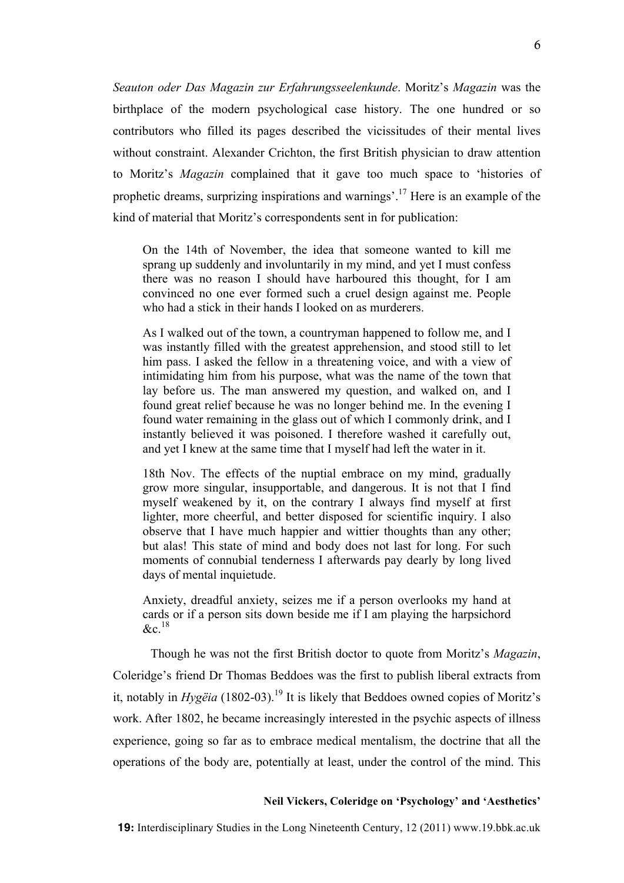*Seauton oder Das Magazin zur Erfahrungsseelenkunde*. Moritz's *Magazin* was the birthplace of the modern psychological case history. The one hundred or so contributors who filled its pages described the vicissitudes of their mental lives without constraint. Alexander Crichton, the first British physician to draw attention to Moritz's *Magazin* complained that it gave too much space to 'histories of prophetic dreams, surprizing inspirations and warnings'.[17] Here is an example of the kind of material that Moritz's correspondents sent in for publication:

> On the 14th of November, the idea that someone wanted to kill me sprang up suddenly and involuntarily in my mind, and yet I must confess there was no reason I should have harboured this thought, for I am convinced no one ever formed such a cruel design against me. People who had a stick in their hands I looked on as murderers.
>
> As I walked out of the town, a countryman happened to follow me, and I was instantly filled with the greatest apprehension, and stood still to let him pass. I asked the fellow in a threatening voice, and with a view of intimidating him from his purpose, what was the name of the town that lay before us. The man answered my question, and walked on, and I found great relief because he was no longer behind me. In the evening I found water remaining in the glass out of which I commonly drink, and I instantly believed it was poisoned. I therefore washed it carefully out, and yet I knew at the same time that I myself had left the water in it.
>
> 18th Nov. The effects of the nuptial embrace on my mind, gradually grow more singular, insupportable, and dangerous. It is not that I find myself weakened by it, on the contrary I always find myself at first lighter, more cheerful, and better disposed for scientific inquiry. I also observe that I have much happier and wittier thoughts than any other; but alas! This state of mind and body does not last for long. For such moments of connubial tenderness I afterwards pay dearly by long lived days of mental inquietude.
>
> Anxiety, dreadful anxiety, seizes me if a person overlooks my hand at cards or if a person sits down beside me if I am playing the harpsichord &c.[18]

Though he was not the first British doctor to quote from Moritz's *Magazin*, Coleridge's friend Dr Thomas Beddoes was the first to publish liberal extracts from it, notably in *Hygëia* (1802-03).[19] It is likely that Beddoes owned copies of Moritz's work. After 1802, he became increasingly interested in the psychic aspects of illness experience, going so far as to embrace medical mentalism, the doctrine that all the operations of the body are, potentially at least, under the control of the mind. This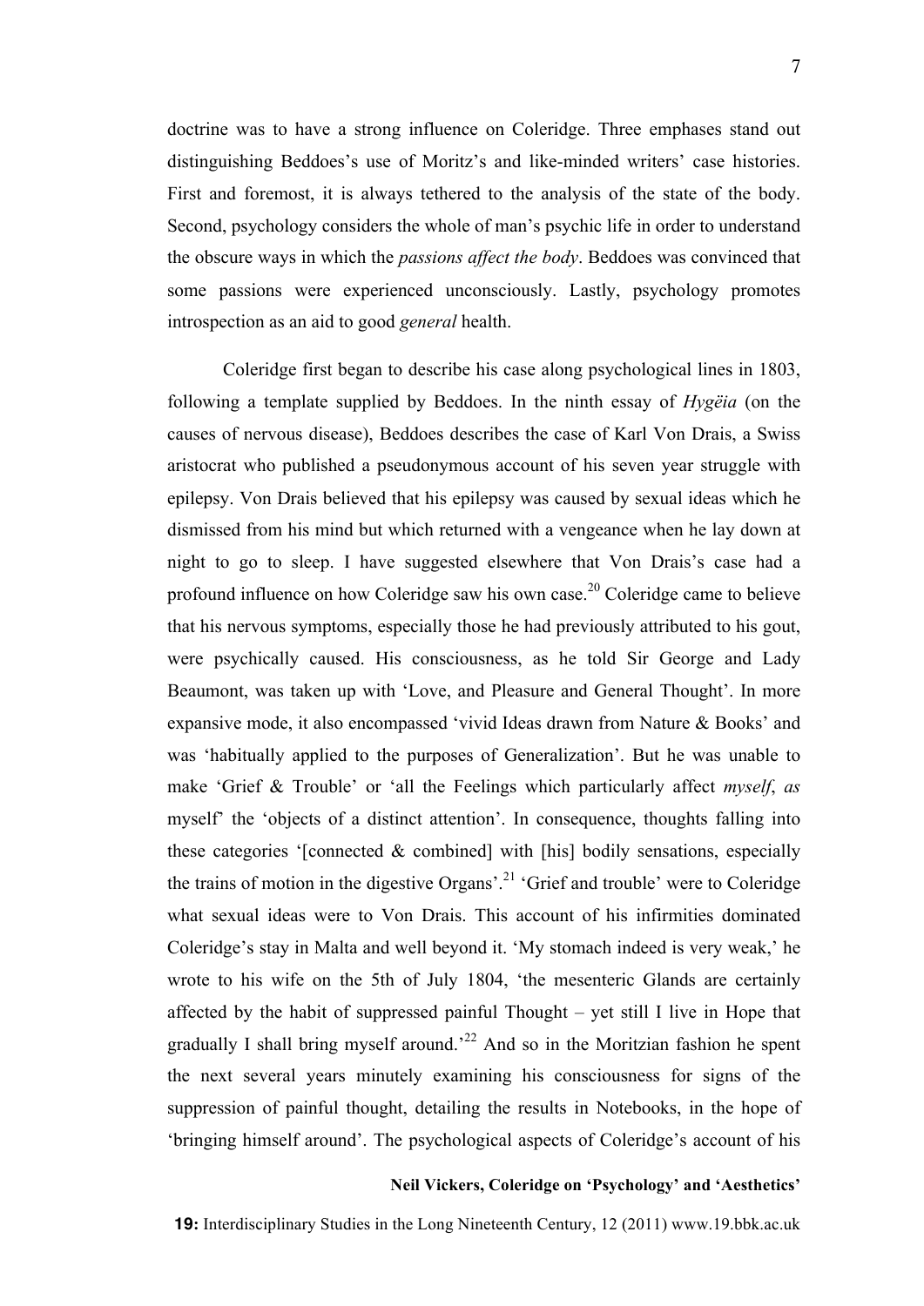doctrine was to have a strong influence on Coleridge. Three emphases stand out distinguishing Beddoes's use of Moritz's and like-minded writers' case histories. First and foremost, it is always tethered to the analysis of the state of the body. Second, psychology considers the whole of man's psychic life in order to understand the obscure ways in which the *passions affect the body*. Beddoes was convinced that some passions were experienced unconsciously. Lastly, psychology promotes introspection as an aid to good *general* health.

Coleridge first began to describe his case along psychological lines in 1803, following a template supplied by Beddoes. In the ninth essay of *Hygëia* (on the causes of nervous disease), Beddoes describes the case of Karl Von Drais, a Swiss aristocrat who published a pseudonymous account of his seven year struggle with epilepsy. Von Drais believed that his epilepsy was caused by sexual ideas which he dismissed from his mind but which returned with a vengeance when he lay down at night to go to sleep. I have suggested elsewhere that Von Drais's case had a profound influence on how Coleridge saw his own case.[20] Coleridge came to believe that his nervous symptoms, especially those he had previously attributed to his gout, were psychically caused. His consciousness, as he told Sir George and Lady Beaumont, was taken up with 'Love, and Pleasure and General Thought'. In more expansive mode, it also encompassed 'vivid Ideas drawn from Nature & Books' and was 'habitually applied to the purposes of Generalization'. But he was unable to make 'Grief & Trouble' or 'all the Feelings which particularly affect *myself*, *as* myself' the 'objects of a distinct attention'. In consequence, thoughts falling into these categories '[connected & combined] with [his] bodily sensations, especially the trains of motion in the digestive Organs'.[21] 'Grief and trouble' were to Coleridge what sexual ideas were to Von Drais. This account of his infirmities dominated Coleridge's stay in Malta and well beyond it. 'My stomach indeed is very weak,' he wrote to his wife on the 5th of July 1804, 'the mesenteric Glands are certainly affected by the habit of suppressed painful Thought – yet still I live in Hope that gradually I shall bring myself around.'[22] And so in the Moritzian fashion he spent the next several years minutely examining his consciousness for signs of the suppression of painful thought, detailing the results in Notebooks, in the hope of 'bringing himself around'. The psychological aspects of Coleridge's account of his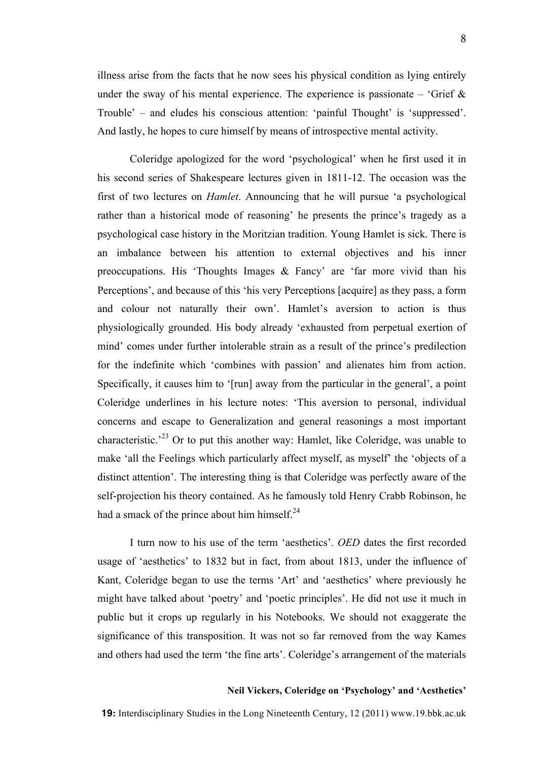illness arise from the facts that he now sees his physical condition as lying entirely under the sway of his mental experience. The experience is passionate – 'Grief & Trouble' – and eludes his conscious attention: 'painful Thought' is 'suppressed'. And lastly, he hopes to cure himself by means of introspective mental activity.

Coleridge apologized for the word 'psychological' when he first used it in his second series of Shakespeare lectures given in 1811-12. The occasion was the first of two lectures on *Hamlet*. Announcing that he will pursue 'a psychological rather than a historical mode of reasoning' he presents the prince's tragedy as a psychological case history in the Moritzian tradition. Young Hamlet is sick. There is an imbalance between his attention to external objectives and his inner preoccupations. His 'Thoughts Images & Fancy' are 'far more vivid than his Perceptions', and because of this 'his very Perceptions [acquire] as they pass, a form and colour not naturally their own'. Hamlet's aversion to action is thus physiologically grounded. His body already 'exhausted from perpetual exertion of mind' comes under further intolerable strain as a result of the prince's predilection for the indefinite which 'combines with passion' and alienates him from action. Specifically, it causes him to '[run] away from the particular in the general', a point Coleridge underlines in his lecture notes: 'This aversion to personal, individual concerns and escape to Generalization and general reasonings a most important characteristic.'[23] Or to put this another way: Hamlet, like Coleridge, was unable to make 'all the Feelings which particularly affect myself, as myself' the 'objects of a distinct attention'. The interesting thing is that Coleridge was perfectly aware of the self-projection his theory contained. As he famously told Henry Crabb Robinson, he had a smack of the prince about him himself.[24]

I turn now to his use of the term 'aesthetics'. *OED* dates the first recorded usage of 'aesthetics' to 1832 but in fact, from about 1813, under the influence of Kant, Coleridge began to use the terms 'Art' and 'aesthetics' where previously he might have talked about 'poetry' and 'poetic principles'. He did not use it much in public but it crops up regularly in his Notebooks. We should not exaggerate the significance of this transposition. It was not so far removed from the way Kames and others had used the term 'the fine arts'. Coleridge's arrangement of the materials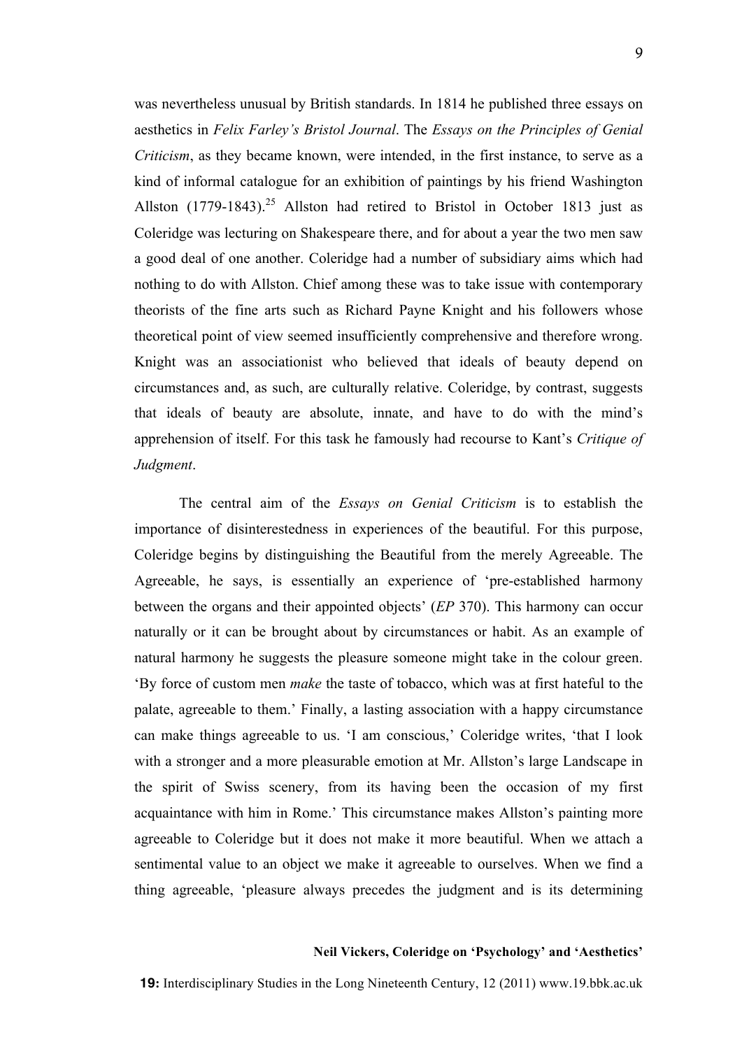was nevertheless unusual by British standards. In 1814 he published three essays on aesthetics in *Felix Farley's Bristol Journal*. The *Essays on the Principles of Genial Criticism*, as they became known, were intended, in the first instance, to serve as a kind of informal catalogue for an exhibition of paintings by his friend Washington Allston (1779-1843).[25] Allston had retired to Bristol in October 1813 just as Coleridge was lecturing on Shakespeare there, and for about a year the two men saw a good deal of one another. Coleridge had a number of subsidiary aims which had nothing to do with Allston. Chief among these was to take issue with contemporary theorists of the fine arts such as Richard Payne Knight and his followers whose theoretical point of view seemed insufficiently comprehensive and therefore wrong. Knight was an associationist who believed that ideals of beauty depend on circumstances and, as such, are culturally relative. Coleridge, by contrast, suggests that ideals of beauty are absolute, innate, and have to do with the mind's apprehension of itself. For this task he famously had recourse to Kant's *Critique of Judgment*.

The central aim of the *Essays on Genial Criticism* is to establish the importance of disinterestedness in experiences of the beautiful. For this purpose, Coleridge begins by distinguishing the Beautiful from the merely Agreeable. The Agreeable, he says, is essentially an experience of 'pre-established harmony between the organs and their appointed objects' (*EP* 370). This harmony can occur naturally or it can be brought about by circumstances or habit. As an example of natural harmony he suggests the pleasure someone might take in the colour green. 'By force of custom men *make* the taste of tobacco, which was at first hateful to the palate, agreeable to them.' Finally, a lasting association with a happy circumstance can make things agreeable to us. 'I am conscious,' Coleridge writes, 'that I look with a stronger and a more pleasurable emotion at Mr. Allston's large Landscape in the spirit of Swiss scenery, from its having been the occasion of my first acquaintance with him in Rome.' This circumstance makes Allston's painting more agreeable to Coleridge but it does not make it more beautiful. When we attach a sentimental value to an object we make it agreeable to ourselves. When we find a thing agreeable, 'pleasure always precedes the judgment and is its determining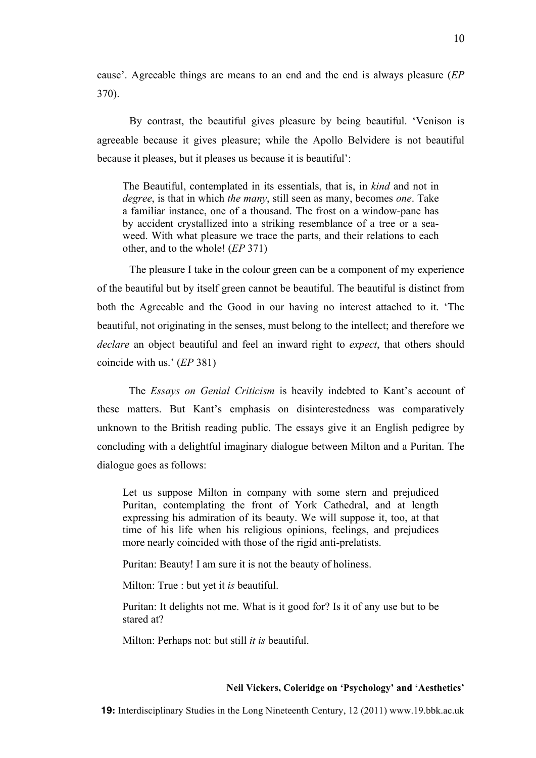cause'. Agreeable things are means to an end and the end is always pleasure (*EP* 370).

By contrast, the beautiful gives pleasure by being beautiful. 'Venison is agreeable because it gives pleasure; while the Apollo Belvidere is not beautiful because it pleases, but it pleases us because it is beautiful':

> The Beautiful, contemplated in its essentials, that is, in *kind* and not in *degree*, is that in which *the many*, still seen as many, becomes *one*. Take a familiar instance, one of a thousand. The frost on a window-pane has by accident crystallized into a striking resemblance of a tree or a sea-weed. With what pleasure we trace the parts, and their relations to each other, and to the whole! (*EP* 371)

The pleasure I take in the colour green can be a component of my experience of the beautiful but by itself green cannot be beautiful. The beautiful is distinct from both the Agreeable and the Good in our having no interest attached to it. 'The beautiful, not originating in the senses, must belong to the intellect; and therefore we *declare* an object beautiful and feel an inward right to *expect*, that others should coincide with us.' (*EP* 381)

The *Essays on Genial Criticism* is heavily indebted to Kant's account of these matters. But Kant's emphasis on disinterestedness was comparatively unknown to the British reading public. The essays give it an English pedigree by concluding with a delightful imaginary dialogue between Milton and a Puritan. The dialogue goes as follows:

> Let us suppose Milton in company with some stern and prejudiced Puritan, contemplating the front of York Cathedral, and at length expressing his admiration of its beauty. We will suppose it, too, at that time of his life when his religious opinions, feelings, and prejudices more nearly coincided with those of the rigid anti-prelatists.
>
> Puritan: Beauty! I am sure it is not the beauty of holiness.
>
> Milton: True : but yet it *is* beautiful.
>
> Puritan: It delights not me. What is it good for? Is it of any use but to be stared at?
>
> Milton: Perhaps not: but still *it is* beautiful.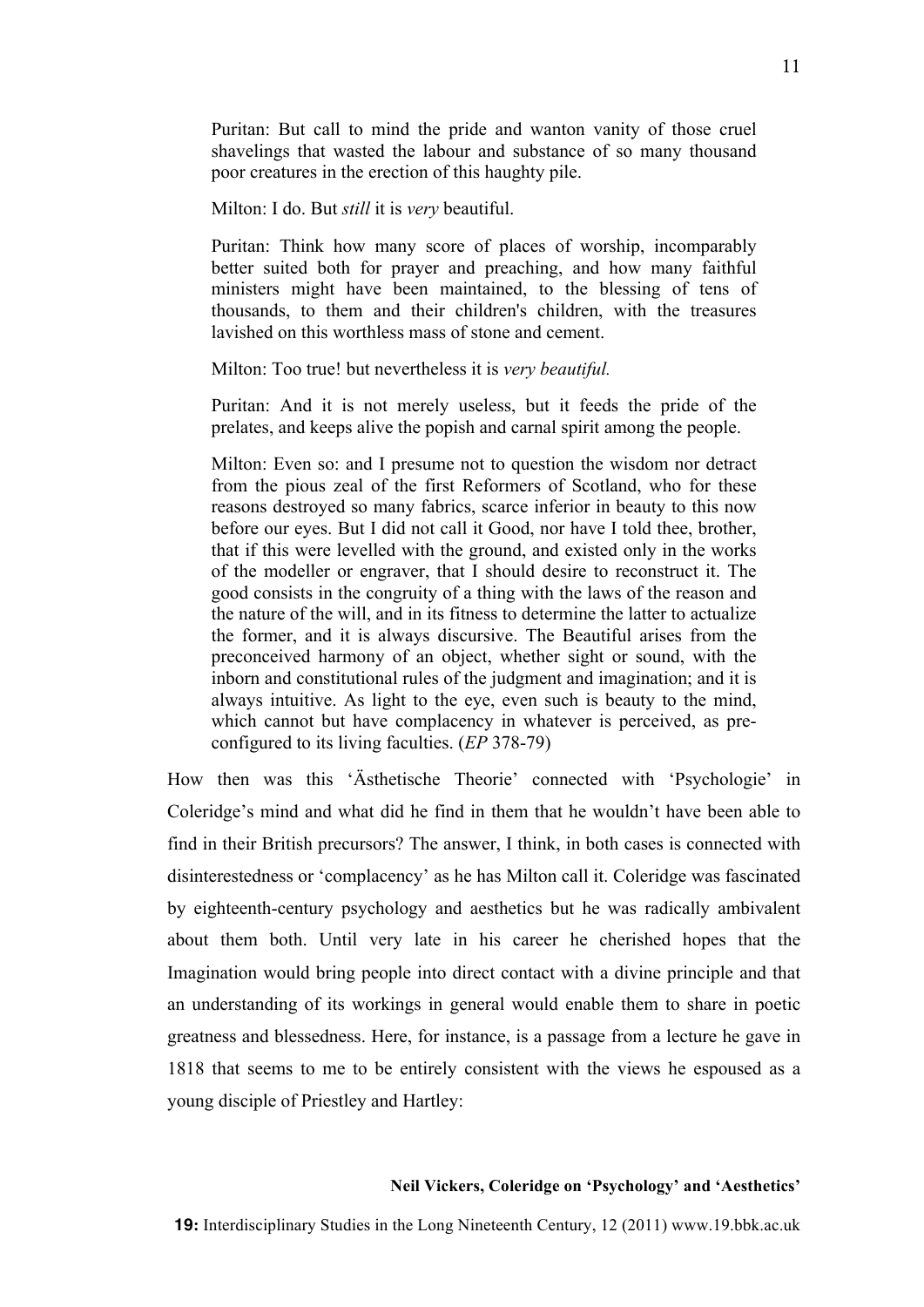> Puritan: But call to mind the pride and wanton vanity of those cruel shavelings that wasted the labour and substance of so many thousand poor creatures in the erection of this haughty pile.
>
> Milton: I do. But *still* it is *very* beautiful.
>
> Puritan: Think how many score of places of worship, incomparably better suited both for prayer and preaching, and how many faithful ministers might have been maintained, to the blessing of tens of thousands, to them and their children's children, with the treasures lavished on this worthless mass of stone and cement.
>
> Milton: Too true! but nevertheless it is *very beautiful.*
>
> Puritan: And it is not merely useless, but it feeds the pride of the prelates, and keeps alive the popish and carnal spirit among the people.
>
> Milton: Even so: and I presume not to question the wisdom nor detract from the pious zeal of the first Reformers of Scotland, who for these reasons destroyed so many fabrics, scarce inferior in beauty to this now before our eyes. But I did not call it Good, nor have I told thee, brother, that if this were levelled with the ground, and existed only in the works of the modeller or engraver, that I should desire to reconstruct it. The good consists in the congruity of a thing with the laws of the reason and the nature of the will, and in its fitness to determine the latter to actualize the former, and it is always discursive. The Beautiful arises from the preconceived harmony of an object, whether sight or sound, with the inborn and constitutional rules of the judgment and imagination; and it is always intuitive. As light to the eye, even such is beauty to the mind, which cannot but have complacency in whatever is perceived, as pre-configured to its living faculties. (*EP* 378-79)

How then was this 'Ästhetische Theorie' connected with 'Psychologie' in Coleridge's mind and what did he find in them that he wouldn't have been able to find in their British precursors? The answer, I think, in both cases is connected with disinterestedness or 'complacency' as he has Milton call it. Coleridge was fascinated by eighteenth-century psychology and aesthetics but he was radically ambivalent about them both. Until very late in his career he cherished hopes that the Imagination would bring people into direct contact with a divine principle and that an understanding of its workings in general would enable them to share in poetic greatness and blessedness. Here, for instance, is a passage from a lecture he gave in 1818 that seems to me to be entirely consistent with the views he espoused as a young disciple of Priestley and Hartley: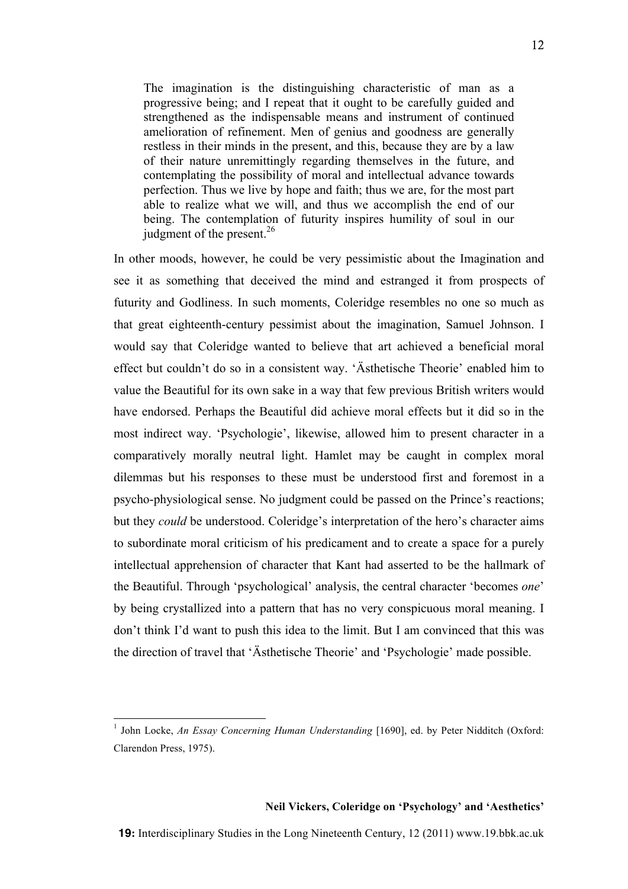> The imagination is the distinguishing characteristic of man as a progressive being; and I repeat that it ought to be carefully guided and strengthened as the indispensable means and instrument of continued amelioration of refinement. Men of genius and goodness are generally restless in their minds in the present, and this, because they are by a law of their nature unremittingly regarding themselves in the future, and contemplating the possibility of moral and intellectual advance towards perfection. Thus we live by hope and faith; thus we are, for the most part able to realize what we will, and thus we accomplish the end of our being. The contemplation of futurity inspires humility of soul in our judgment of the present.[26]

In other moods, however, he could be very pessimistic about the Imagination and see it as something that deceived the mind and estranged it from prospects of futurity and Godliness. In such moments, Coleridge resembles no one so much as that great eighteenth-century pessimist about the imagination, Samuel Johnson. I would say that Coleridge wanted to believe that art achieved a beneficial moral effect but couldn't do so in a consistent way. 'Ästhetische Theorie' enabled him to value the Beautiful for its own sake in a way that few previous British writers would have endorsed. Perhaps the Beautiful did achieve moral effects but it did so in the most indirect way. 'Psychologie', likewise, allowed him to present character in a comparatively morally neutral light. Hamlet may be caught in complex moral dilemmas but his responses to these must be understood first and foremost in a psycho-physiological sense. No judgment could be passed on the Prince's reactions; but they *could* be understood. Coleridge's interpretation of the hero's character aims to subordinate moral criticism of his predicament and to create a space for a purely intellectual apprehension of character that Kant had asserted to be the hallmark of the Beautiful. Through 'psychological' analysis, the central character 'becomes *one*' by being crystallized into a pattern that has no very conspicuous moral meaning. I don't think I'd want to push this idea to the limit. But I am convinced that this was the direction of travel that 'Ästhetische Theorie' and 'Psychologie' made possible.

---

[1] John Locke, *An Essay Concerning Human Understanding* [1690], ed. by Peter Nidditch (Oxford: Clarendon Press, 1975).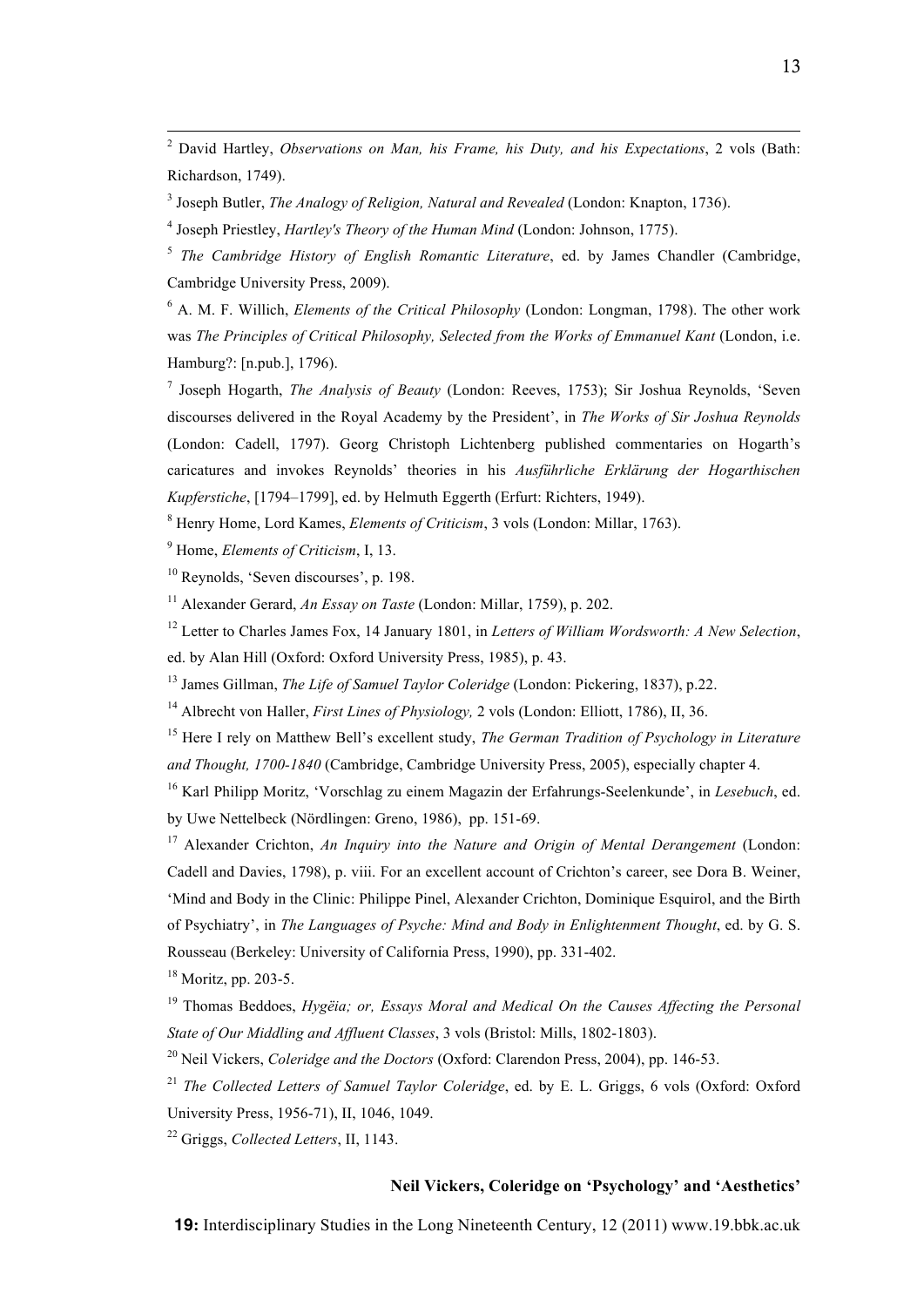[2] David Hartley, *Observations on Man, his Frame, his Duty, and his Expectations*, 2 vols (Bath: Richardson, 1749).

[3] Joseph Butler, *The Analogy of Religion, Natural and Revealed* (London: Knapton, 1736).

[4] Joseph Priestley, *Hartley's Theory of the Human Mind* (London: Johnson, 1775).

[5] *The Cambridge History of English Romantic Literature*, ed. by James Chandler (Cambridge, Cambridge University Press, 2009).

[6] A. M. F. Willich, *Elements of the Critical Philosophy* (London: Longman, 1798). The other work was *The Principles of Critical Philosophy, Selected from the Works of Emmanuel Kant* (London, i.e. Hamburg?: [n.pub.], 1796).

[7] Joseph Hogarth, *The Analysis of Beauty* (London: Reeves, 1753); Sir Joshua Reynolds, 'Seven discourses delivered in the Royal Academy by the President', in *The Works of Sir Joshua Reynolds* (London: Cadell, 1797). Georg Christoph Lichtenberg published commentaries on Hogarth's caricatures and invokes Reynolds' theories in his *Ausführliche Erklärung der Hogarthischen Kupferstiche*, [1794–1799], ed. by Helmuth Eggerth (Erfurt: Richters, 1949).

[8] Henry Home, Lord Kames, *Elements of Criticism*, 3 vols (London: Millar, 1763).

[9] Home, *Elements of Criticism*, I, 13.

[10] Reynolds, 'Seven discourses', p. 198.

[11] Alexander Gerard, *An Essay on Taste* (London: Millar, 1759), p. 202.

[12] Letter to Charles James Fox, 14 January 1801, in *Letters of William Wordsworth: A New Selection*, ed. by Alan Hill (Oxford: Oxford University Press, 1985), p. 43.

[13] James Gillman, *The Life of Samuel Taylor Coleridge* (London: Pickering, 1837), p.22.

[14] Albrecht von Haller, *First Lines of Physiology,* 2 vols (London: Elliott, 1786), II, 36.

[15] Here I rely on Matthew Bell's excellent study, *The German Tradition of Psychology in Literature and Thought, 1700-1840* (Cambridge, Cambridge University Press, 2005), especially chapter 4.

[16] Karl Philipp Moritz, 'Vorschlag zu einem Magazin der Erfahrungs-Seelenkunde', in *Lesebuch*, ed. by Uwe Nettelbeck (Nördlingen: Greno, 1986), pp. 151-69.

[17] Alexander Crichton, *An Inquiry into the Nature and Origin of Mental Derangement* (London: Cadell and Davies, 1798), p. viii. For an excellent account of Crichton's career, see Dora B. Weiner, 'Mind and Body in the Clinic: Philippe Pinel, Alexander Crichton, Dominique Esquirol, and the Birth of Psychiatry', in *The Languages of Psyche: Mind and Body in Enlightenment Thought*, ed. by G. S. Rousseau (Berkeley: University of California Press, 1990), pp. 331-402.

[18] Moritz, pp. 203-5.

[19] Thomas Beddoes, *Hygëia; or, Essays Moral and Medical On the Causes Affecting the Personal State of Our Middling and Affluent Classes*, 3 vols (Bristol: Mills, 1802-1803).

[20] Neil Vickers, *Coleridge and the Doctors* (Oxford: Clarendon Press, 2004), pp. 146-53.

[21] *The Collected Letters of Samuel Taylor Coleridge*, ed. by E. L. Griggs, 6 vols (Oxford: Oxford University Press, 1956-71), II, 1046, 1049.

[22] Griggs, *Collected Letters*, II, 1143.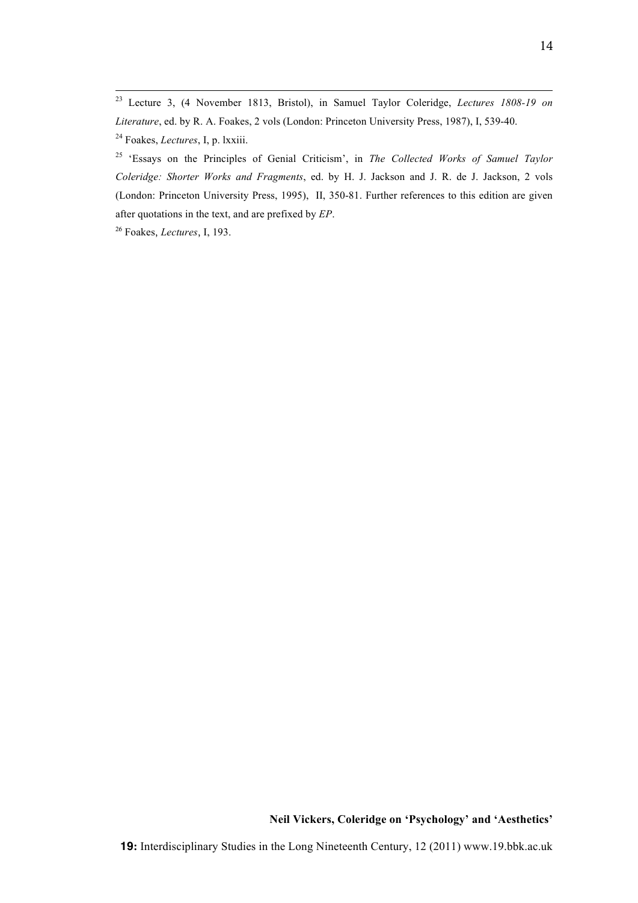[23] Lecture 3, (4 November 1813, Bristol), in Samuel Taylor Coleridge, *Lectures 1808-19 on Literature*, ed. by R. A. Foakes, 2 vols (London: Princeton University Press, 1987), I, 539-40.

[24] Foakes, *Lectures*, I, p. lxxiii.

[25] 'Essays on the Principles of Genial Criticism', in *The Collected Works of Samuel Taylor Coleridge: Shorter Works and Fragments*, ed. by H. J. Jackson and J. R. de J. Jackson, 2 vols (London: Princeton University Press, 1995), II, 350-81. Further references to this edition are given after quotations in the text, and are prefixed by *EP*.

[26] Foakes, *Lectures*, I, 193.